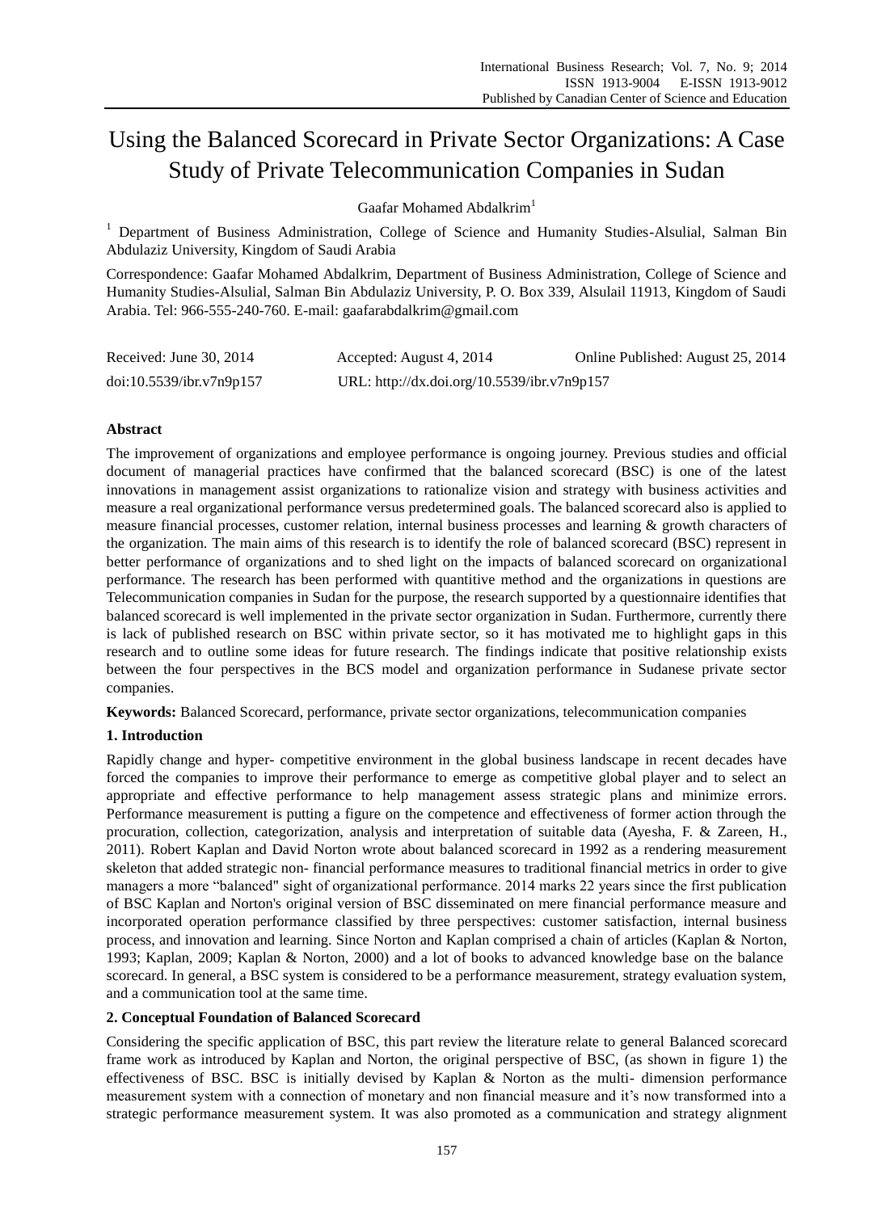# Using the Balanced Scorecard in Private Sector Organizations: A Case Study of Private Telecommunication Companies in Sudan

Gaafar Mohamed Abdalkrim[1]

[1] Department of Business Administration, College of Science and Humanity Studies-Alsulial, Salman Bin Abdulaziz University, Kingdom of Saudi Arabia

Correspondence: Gaafar Mohamed Abdalkrim, Department of Business Administration, College of Science and Humanity Studies-Alsulial, Salman Bin Abdulaziz University, P. O. Box 339, Alsulail 11913, Kingdom of Saudi Arabia. Tel: 966-555-240-760. E-mail: gaafarabdalkrim@gmail.com

Received: June 30, 2014 Accepted: August 4, 2014 Online Published: August 25, 2014

doi:10.5539/ibr.v7n9p157 URL: http://dx.doi.org/10.5539/ibr.v7n9p157

## Abstract

The improvement of organizations and employee performance is ongoing journey. Previous studies and official document of managerial practices have confirmed that the balanced scorecard (BSC) is one of the latest innovations in management assist organizations to rationalize vision and strategy with business activities and measure a real organizational performance versus predetermined goals. The balanced scorecard also is applied to measure financial processes, customer relation, internal business processes and learning & growth characters of the organization. The main aims of this research is to identify the role of balanced scorecard (BSC) represent in better performance of organizations and to shed light on the impacts of balanced scorecard on organizational performance. The research has been performed with quantitive method and the organizations in questions are Telecommunication companies in Sudan for the purpose, the research supported by a questionnaire identifies that balanced scorecard is well implemented in the private sector organization in Sudan. Furthermore, currently there is lack of published research on BSC within private sector, so it has motivated me to highlight gaps in this research and to outline some ideas for future research. The findings indicate that positive relationship exists between the four perspectives in the BCS model and organization performance in Sudanese private sector companies.

**Keywords:** Balanced Scorecard, performance, private sector organizations, telecommunication companies

## 1. Introduction

Rapidly change and hyper- competitive environment in the global business landscape in recent decades have forced the companies to improve their performance to emerge as competitive global player and to select an appropriate and effective performance to help management assess strategic plans and minimize errors. Performance measurement is putting a figure on the competence and effectiveness of former action through the procuration, collection, categorization, analysis and interpretation of suitable data (Ayesha, F. & Zareen, H., 2011). Robert Kaplan and David Norton wrote about balanced scorecard in 1992 as a rendering measurement skeleton that added strategic non- financial performance measures to traditional financial metrics in order to give managers a more "balanced" sight of organizational performance. 2014 marks 22 years since the first publication of BSC Kaplan and Norton's original version of BSC disseminated on mere financial performance measure and incorporated operation performance classified by three perspectives: customer satisfaction, internal business process, and innovation and learning. Since Norton and Kaplan comprised a chain of articles (Kaplan & Norton, 1993; Kaplan, 2009; Kaplan & Norton, 2000) and a lot of books to advanced knowledge base on the balance scorecard. In general, a BSC system is considered to be a performance measurement, strategy evaluation system, and a communication tool at the same time.

## 2. Conceptual Foundation of Balanced Scorecard

Considering the specific application of BSC, this part review the literature relate to general Balanced scorecard frame work as introduced by Kaplan and Norton, the original perspective of BSC, (as shown in figure 1) the effectiveness of BSC. BSC is initially devised by Kaplan & Norton as the multi- dimension performance measurement system with a connection of monetary and non financial measure and it's now transformed into a strategic performance measurement system. It was also promoted as a communication and strategy alignment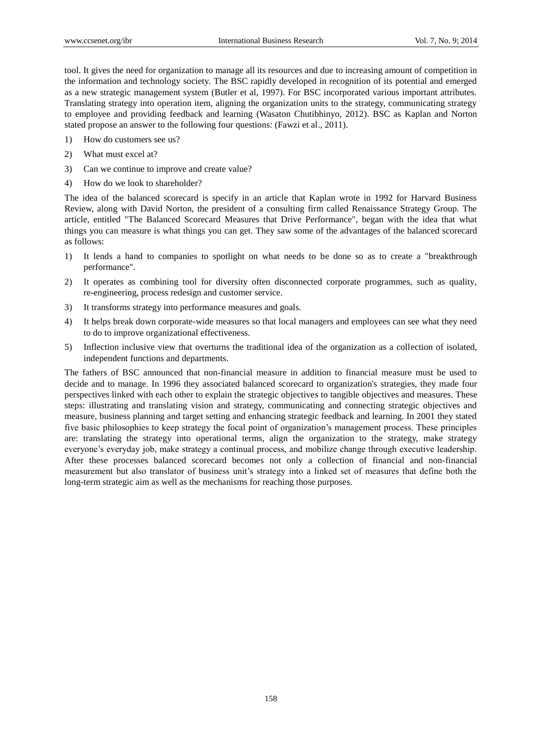tool. It gives the need for organization to manage all its resources and due to increasing amount of competition in the information and technology society. The BSC rapidly developed in recognition of its potential and emerged as a new strategic management system (Butler et al, 1997). For BSC incorporated various important attributes. Translating strategy into operation item, aligning the organization units to the strategy, communicating strategy to employee and providing feedback and learning (Wasaton Chutibhinyo, 2012). BSC as Kaplan and Norton stated propose an answer to the following four questions: (Fawzi et al., 2011).

1) How do customers see us?
2) What must excel at?
3) Can we continue to improve and create value?
4) How do we look to shareholder?

The idea of the balanced scorecard is specify in an article that Kaplan wrote in 1992 for Harvard Business Review, along with David Norton, the president of a consulting firm called Renaissance Strategy Group. The article, entitled "The Balanced Scorecard Measures that Drive Performance", began with the idea that what things you can measure is what things you can get. They saw some of the advantages of the balanced scorecard as follows:

1) It lends a hand to companies to spotlight on what needs to be done so as to create a "breakthrough performance".
2) It operates as combining tool for diversity often disconnected corporate programmes, such as quality, re-engineering, process redesign and customer service.
3) It transforms strategy into performance measures and goals.
4) It helps break down corporate-wide measures so that local managers and employees can see what they need to do to improve organizational effectiveness.
5) Inflection inclusive view that overturns the traditional idea of the organization as a collection of isolated, independent functions and departments.

The fathers of BSC announced that non-financial measure in addition to financial measure must be used to decide and to manage. In 1996 they associated balanced scorecard to organization's strategies, they made four perspectives linked with each other to explain the strategic objectives to tangible objectives and measures. These steps: illustrating and translating vision and strategy, communicating and connecting strategic objectives and measure, business planning and target setting and enhancing strategic feedback and learning. In 2001 they stated five basic philosophies to keep strategy the focal point of organization's management process. These principles are: translating the strategy into operational terms, align the organization to the strategy, make strategy everyone's everyday job, make strategy a continual process, and mobilize change through executive leadership. After these processes balanced scorecard becomes not only a collection of financial and non-financial measurement but also translator of business unit's strategy into a linked set of measures that define both the long-term strategic aim as well as the mechanisms for reaching those purposes.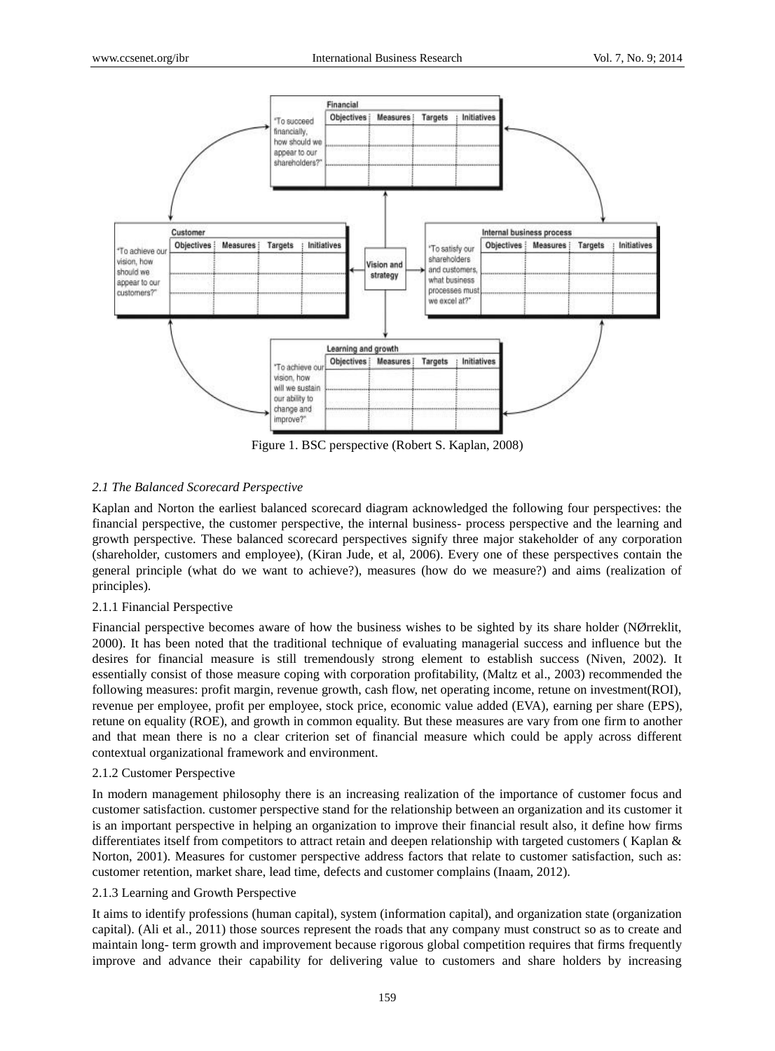Figure 1. BSC perspective (Robert S. Kaplan, 2008)

### *2.1 The Balanced Scorecard Perspective*

Kaplan and Norton the earliest balanced scorecard diagram acknowledged the following four perspectives: the financial perspective, the customer perspective, the internal business- process perspective and the learning and growth perspective. These balanced scorecard perspectives signify three major stakeholder of any corporation (shareholder, customers and employee), (Kiran Jude, et al, 2006). Every one of these perspectives contain the general principle (what do we want to achieve?), measures (how do we measure?) and aims (realization of principles).

#### 2.1.1 Financial Perspective

Financial perspective becomes aware of how the business wishes to be sighted by its share holder (NØrreklit, 2000). It has been noted that the traditional technique of evaluating managerial success and influence but the desires for financial measure is still tremendously strong element to establish success (Niven, 2002). It essentially consist of those measure coping with corporation profitability, (Maltz et al., 2003) recommended the following measures: profit margin, revenue growth, cash flow, net operating income, retune on investment(ROI), revenue per employee, profit per employee, stock price, economic value added (EVA), earning per share (EPS), retune on equality (ROE), and growth in common equality. But these measures are vary from one firm to another and that mean there is no a clear criterion set of financial measure which could be apply across different contextual organizational framework and environment.

#### 2.1.2 Customer Perspective

In modern management philosophy there is an increasing realization of the importance of customer focus and customer satisfaction. customer perspective stand for the relationship between an organization and its customer it is an important perspective in helping an organization to improve their financial result also, it define how firms differentiates itself from competitors to attract retain and deepen relationship with targeted customers ( Kaplan & Norton, 2001). Measures for customer perspective address factors that relate to customer satisfaction, such as: customer retention, market share, lead time, defects and customer complains (Inaam, 2012).

#### 2.1.3 Learning and Growth Perspective

It aims to identify professions (human capital), system (information capital), and organization state (organization capital). (Ali et al., 2011) those sources represent the roads that any company must construct so as to create and maintain long- term growth and improvement because rigorous global competition requires that firms frequently improve and advance their capability for delivering value to customers and share holders by increasing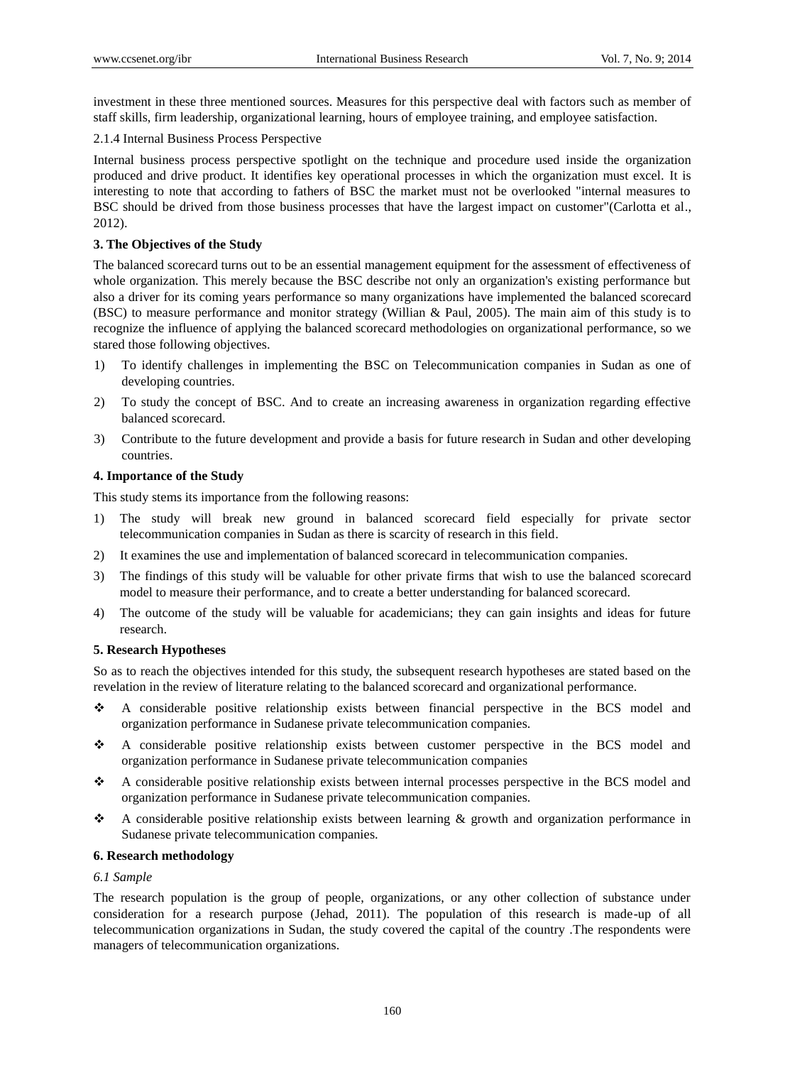investment in these three mentioned sources. Measures for this perspective deal with factors such as member of staff skills, firm leadership, organizational learning, hours of employee training, and employee satisfaction.

2.1.4 Internal Business Process Perspective

Internal business process perspective spotlight on the technique and procedure used inside the organization produced and drive product. It identifies key operational processes in which the organization must excel. It is interesting to note that according to fathers of BSC the market must not be overlooked "internal measures to BSC should be drived from those business processes that have the largest impact on customer"(Carlotta et al., 2012).

## 3. The Objectives of the Study

The balanced scorecard turns out to be an essential management equipment for the assessment of effectiveness of whole organization. This merely because the BSC describe not only an organization's existing performance but also a driver for its coming years performance so many organizations have implemented the balanced scorecard (BSC) to measure performance and monitor strategy (Willian & Paul, 2005). The main aim of this study is to recognize the influence of applying the balanced scorecard methodologies on organizational performance, so we stared those following objectives.

1) To identify challenges in implementing the BSC on Telecommunication companies in Sudan as one of developing countries.
2) To study the concept of BSC. And to create an increasing awareness in organization regarding effective balanced scorecard.
3) Contribute to the future development and provide a basis for future research in Sudan and other developing countries.

## 4. Importance of the Study

This study stems its importance from the following reasons:

1) The study will break new ground in balanced scorecard field especially for private sector telecommunication companies in Sudan as there is scarcity of research in this field.
2) It examines the use and implementation of balanced scorecard in telecommunication companies.
3) The findings of this study will be valuable for other private firms that wish to use the balanced scorecard model to measure their performance, and to create a better understanding for balanced scorecard.
4) The outcome of the study will be valuable for academicians; they can gain insights and ideas for future research.

## 5. Research Hypotheses

So as to reach the objectives intended for this study, the subsequent research hypotheses are stated based on the revelation in the review of literature relating to the balanced scorecard and organizational performance.

- A considerable positive relationship exists between financial perspective in the BCS model and organization performance in Sudanese private telecommunication companies.
- A considerable positive relationship exists between customer perspective in the BCS model and organization performance in Sudanese private telecommunication companies
- A considerable positive relationship exists between internal processes perspective in the BCS model and organization performance in Sudanese private telecommunication companies.
- A considerable positive relationship exists between learning & growth and organization performance in Sudanese private telecommunication companies.

## 6. Research methodology

### *6.1 Sample*

The research population is the group of people, organizations, or any other collection of substance under consideration for a research purpose (Jehad, 2011). The population of this research is made-up of all telecommunication organizations in Sudan, the study covered the capital of the country .The respondents were managers of telecommunication organizations.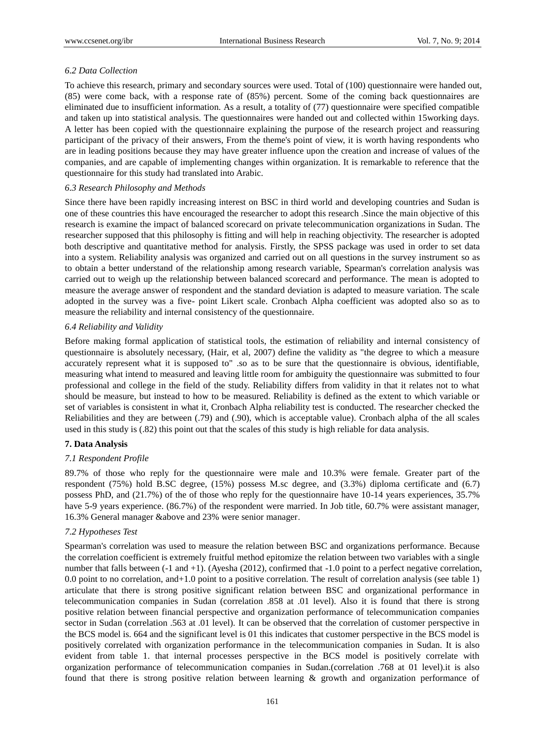*6.2 Data Collection*

To achieve this research, primary and secondary sources were used. Total of (100) questionnaire were handed out, (85) were come back, with a response rate of (85%) percent. Some of the coming back questionnaires are eliminated due to insufficient information. As a result, a totality of (77) questionnaire were specified compatible and taken up into statistical analysis. The questionnaires were handed out and collected within 15working days. A letter has been copied with the questionnaire explaining the purpose of the research project and reassuring participant of the privacy of their answers, From the theme's point of view, it is worth having respondents who are in leading positions because they may have greater influence upon the creation and increase of values of the companies, and are capable of implementing changes within organization. It is remarkable to reference that the questionnaire for this study had translated into Arabic.

*6.3 Research Philosophy and Methods*

Since there have been rapidly increasing interest on BSC in third world and developing countries and Sudan is one of these countries this have encouraged the researcher to adopt this research .Since the main objective of this research is examine the impact of balanced scorecard on private telecommunication organizations in Sudan. The researcher supposed that this philosophy is fitting and will help in reaching objectivity. The researcher is adopted both descriptive and quantitative method for analysis. Firstly, the SPSS package was used in order to set data into a system. Reliability analysis was organized and carried out on all questions in the survey instrument so as to obtain a better understand of the relationship among research variable, Spearman's correlation analysis was carried out to weigh up the relationship between balanced scorecard and performance. The mean is adopted to measure the average answer of respondent and the standard deviation is adapted to measure variation. The scale adopted in the survey was a five- point Likert scale. Cronbach Alpha coefficient was adopted also so as to measure the reliability and internal consistency of the questionnaire.

*6.4 Reliability and Validity*

Before making formal application of statistical tools, the estimation of reliability and internal consistency of questionnaire is absolutely necessary, (Hair, et al, 2007) define the validity as "the degree to which a measure accurately represent what it is supposed to" .so as to be sure that the questionnaire is obvious, identifiable, measuring what intend to measured and leaving little room for ambiguity the questionnaire was submitted to four professional and college in the field of the study. Reliability differs from validity in that it relates not to what should be measure, but instead to how to be measured. Reliability is defined as the extent to which variable or set of variables is consistent in what it, Cronbach Alpha reliability test is conducted. The researcher checked the Reliabilities and they are between (.79) and (.90), which is acceptable value). Cronbach alpha of the all scales used in this study is (.82) this point out that the scales of this study is high reliable for data analysis.

## 7. Data Analysis

*7.1 Respondent Profile*

89.7% of those who reply for the questionnaire were male and 10.3% were female. Greater part of the respondent (75%) hold B.SC degree, (15%) possess M.sc degree, and (3.3%) diploma certificate and (6.7) possess PhD, and (21.7%) of the of those who reply for the questionnaire have 10-14 years experiences, 35.7% have 5-9 years experience. (86.7%) of the respondent were married. In Job title, 60.7% were assistant manager, 16.3% General manager &above and 23% were senior manager.

*7.2 Hypotheses Test*

Spearman's correlation was used to measure the relation between BSC and organizations performance. Because the correlation coefficient is extremely fruitful method epitomize the relation between two variables with a single number that falls between (-1 and +1). (Ayesha (2012), confirmed that -1.0 point to a perfect negative correlation, 0.0 point to no correlation, and+1.0 point to a positive correlation. The result of correlation analysis (see table 1) articulate that there is strong positive significant relation between BSC and organizational performance in telecommunication companies in Sudan (correlation .858 at .01 level). Also it is found that there is strong positive relation between financial perspective and organization performance of telecommunication companies sector in Sudan (correlation .563 at .01 level). It can be observed that the correlation of customer perspective in the BCS model is. 664 and the significant level is 01 this indicates that customer perspective in the BCS model is positively correlated with organization performance in the telecommunication companies in Sudan. It is also evident from table 1. that internal processes perspective in the BCS model is positively correlate with organization performance of telecommunication companies in Sudan.(correlation .768 at 01 level).it is also found that there is strong positive relation between learning & growth and organization performance of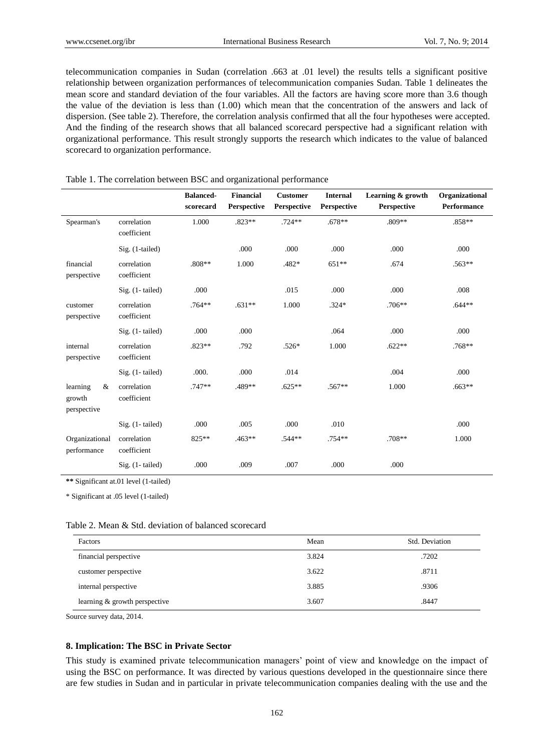telecommunication companies in Sudan (correlation .663 at .01 level) the results tells a significant positive relationship between organization performances of telecommunication companies Sudan. Table 1 delineates the mean score and standard deviation of the four variables. All the factors are having score more than 3.6 though the value of the deviation is less than (1.00) which mean that the concentration of the answers and lack of dispersion. (See table 2). Therefore, the correlation analysis confirmed that all the four hypotheses were accepted. And the finding of the research shows that all balanced scorecard perspective had a significant relation with organizational performance. This result strongly supports the research which indicates to the value of balanced scorecard to organization performance.

Table 1. The correlation between BSC and organizational performance

| | | Balanced-scorecard | Financial Perspective | Customer Perspective | Internal Perspective | Learning & growth Perspective | Organizational Performance |
|---|---|---|---|---|---|---|---|
| Spearman's | correlation coefficient | 1.000 | .823** | .724** | .678** | .809** | .858** |
| | Sig. (1-tailed) | | .000 | .000 | .000 | .000 | .000 |
| financial perspective | correlation coefficient | .808** | 1.000 | .482* | 651** | .674 | .563** |
| | Sig. (1- tailed) | .000 | | .015 | .000 | .000 | .008 |
| customer perspective | correlation coefficient | .764** | .631** | 1.000 | .324* | .706** | .644** |
| | Sig. (1- tailed) | .000 | .000 | | .064 | .000 | .000 |
| internal perspective | correlation coefficient | .823** | .792 | .526* | 1.000 | .622** | .768** |
| | Sig. (1- tailed) | .000. | .000 | .014 | | .004 | .000 |
| learning & growth perspective | correlation coefficient | .747** | .489** | .625** | .567** | 1.000 | .663** |
| | Sig. (1- tailed) | .000 | .005 | .000 | .010 | | .000 |
| Organizational performance | correlation coefficient | 825** | .463** | .544** | .754** | .708** | 1.000 |
| | Sig. (1- tailed) | .000 | .009 | .007 | .000 | .000 | |

**\*\*** Significant at.01 level (1-tailed)

\* Significant at .05 level (1-tailed)

Table 2. Mean & Std. deviation of balanced scorecard

| Factors | Mean | Std. Deviation |
|---|---|---|
| financial perspective | 3.824 | .7202 |
| customer perspective | 3.622 | .8711 |
| internal perspective | 3.885 | .9306 |
| learning & growth perspective | 3.607 | .8447 |

Source survey data, 2014.

## 8. Implication: The BSC in Private Sector

This study is examined private telecommunication managers' point of view and knowledge on the impact of using the BSC on performance. It was directed by various questions developed in the questionnaire since there are few studies in Sudan and in particular in private telecommunication companies dealing with the use and the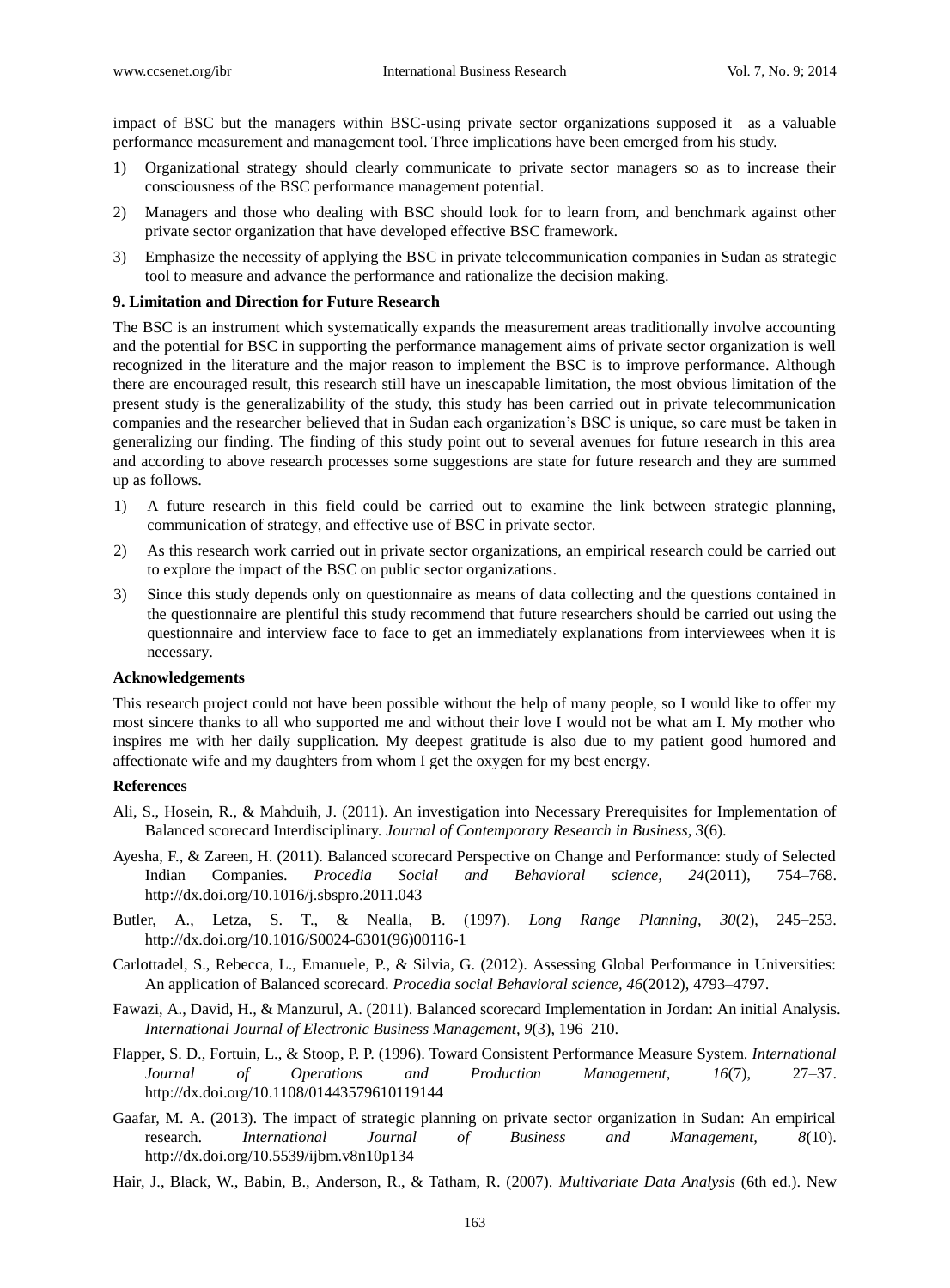impact of BSC but the managers within BSC-using private sector organizations supposed it as a valuable performance measurement and management tool. Three implications have been emerged from his study.

1) Organizational strategy should clearly communicate to private sector managers so as to increase their consciousness of the BSC performance management potential.
2) Managers and those who dealing with BSC should look for to learn from, and benchmark against other private sector organization that have developed effective BSC framework.
3) Emphasize the necessity of applying the BSC in private telecommunication companies in Sudan as strategic tool to measure and advance the performance and rationalize the decision making.

## 9. Limitation and Direction for Future Research

The BSC is an instrument which systematically expands the measurement areas traditionally involve accounting and the potential for BSC in supporting the performance management aims of private sector organization is well recognized in the literature and the major reason to implement the BSC is to improve performance. Although there are encouraged result, this research still have un inescapable limitation, the most obvious limitation of the present study is the generalizability of the study, this study has been carried out in private telecommunication companies and the researcher believed that in Sudan each organization's BSC is unique, so care must be taken in generalizing our finding. The finding of this study point out to several avenues for future research in this area and according to above research processes some suggestions are state for future research and they are summed up as follows.

1) A future research in this field could be carried out to examine the link between strategic planning, communication of strategy, and effective use of BSC in private sector.
2) As this research work carried out in private sector organizations, an empirical research could be carried out to explore the impact of the BSC on public sector organizations.
3) Since this study depends only on questionnaire as means of data collecting and the questions contained in the questionnaire are plentiful this study recommend that future researchers should be carried out using the questionnaire and interview face to face to get an immediately explanations from interviewees when it is necessary.

## Acknowledgements

This research project could not have been possible without the help of many people, so I would like to offer my most sincere thanks to all who supported me and without their love I would not be what am I. My mother who inspires me with her daily supplication. My deepest gratitude is also due to my patient good humored and affectionate wife and my daughters from whom I get the oxygen for my best energy.

## References

Ali, S., Hosein, R., & Mahduih, J. (2011). An investigation into Necessary Prerequisites for Implementation of Balanced scorecard Interdisciplinary. *Journal of Contemporary Research in Business, 3*(6).

Ayesha, F., & Zareen, H. (2011). Balanced scorecard Perspective on Change and Performance: study of Selected Indian Companies. *Procedia Social and Behavioral science, 24*(2011), 754–768. http://dx.doi.org/10.1016/j.sbspro.2011.043

Butler, A., Letza, S. T., & Nealla, B. (1997). *Long Range Planning, 30*(2), 245–253. http://dx.doi.org/10.1016/S0024-6301(96)00116-1

Carlottadel, S., Rebecca, L., Emanuele, P., & Silvia, G. (2012). Assessing Global Performance in Universities: An application of Balanced scorecard. *Procedia social Behavioral science, 46*(2012), 4793–4797.

Fawazi, A., David, H., & Manzurul, A. (2011). Balanced scorecard Implementation in Jordan: An initial Analysis. *International Journal of Electronic Business Management, 9*(3), 196–210.

Flapper, S. D., Fortuin, L., & Stoop, P. P. (1996). Toward Consistent Performance Measure System. *International Journal of Operations and Production Management, 16*(7), 27–37. http://dx.doi.org/10.1108/01443579610119144

Gaafar, M. A. (2013). The impact of strategic planning on private sector organization in Sudan: An empirical research. *International Journal of Business and Management, 8*(10). http://dx.doi.org/10.5539/ijbm.v8n10p134

Hair, J., Black, W., Babin, B., Anderson, R., & Tatham, R. (2007). *Multivariate Data Analysis* (6th ed.). New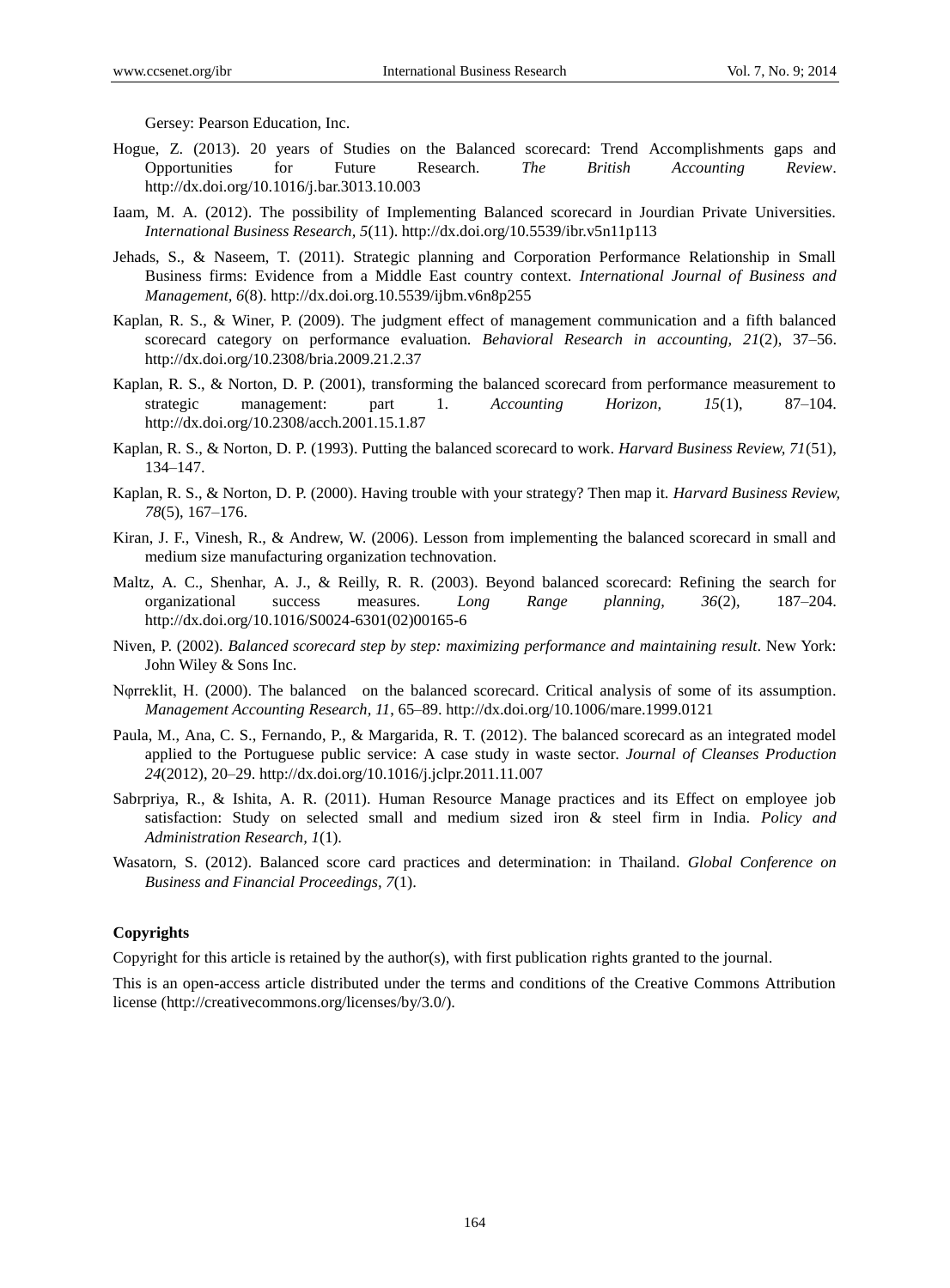Gersey: Pearson Education, Inc.

Hogue, Z. (2013). 20 years of Studies on the Balanced scorecard: Trend Accomplishments gaps and Opportunities for Future Research. *The British Accounting Review*. http://dx.doi.org/10.1016/j.bar.3013.10.003

Iaam, M. A. (2012). The possibility of Implementing Balanced scorecard in Jourdian Private Universities. *International Business Research, 5*(11). http://dx.doi.org/10.5539/ibr.v5n11p113

Jehads, S., & Naseem, T. (2011). Strategic planning and Corporation Performance Relationship in Small Business firms: Evidence from a Middle East country context. *International Journal of Business and Management, 6*(8). http://dx.doi.org.10.5539/ijbm.v6n8p255

Kaplan, R. S., & Winer, P. (2009). The judgment effect of management communication and a fifth balanced scorecard category on performance evaluation. *Behavioral Research in accounting, 21*(2), 37–56. http://dx.doi.org/10.2308/bria.2009.21.2.37

Kaplan, R. S., & Norton, D. P. (2001), transforming the balanced scorecard from performance measurement to strategic management: part 1. *Accounting Horizon, 15*(1), 87–104. http://dx.doi.org/10.2308/acch.2001.15.1.87

Kaplan, R. S., & Norton, D. P. (1993). Putting the balanced scorecard to work. *Harvard Business Review, 71*(51), 134–147.

Kaplan, R. S., & Norton, D. P. (2000). Having trouble with your strategy? Then map it. *Harvard Business Review, 78*(5), 167–176.

Kiran, J. F., Vinesh, R., & Andrew, W. (2006). Lesson from implementing the balanced scorecard in small and medium size manufacturing organization technovation.

Maltz, A. C., Shenhar, A. J., & Reilly, R. R. (2003). Beyond balanced scorecard: Refining the search for organizational success measures. *Long Range planning, 36*(2), 187–204. http://dx.doi.org/10.1016/S0024-6301(02)00165-6

Niven, P. (2002). *Balanced scorecard step by step: maximizing performance and maintaining result*. New York: John Wiley & Sons Inc.

Nφrreklit, H. (2000). The balanced on the balanced scorecard. Critical analysis of some of its assumption. *Management Accounting Research, 11*, 65–89. http://dx.doi.org/10.1006/mare.1999.0121

Paula, M., Ana, C. S., Fernando, P., & Margarida, R. T. (2012). The balanced scorecard as an integrated model applied to the Portuguese public service: A case study in waste sector. *Journal of Cleanses Production 24*(2012), 20–29. http://dx.doi.org/10.1016/j.jclpr.2011.11.007

Sabrpriya, R., & Ishita, A. R. (2011). Human Resource Manage practices and its Effect on employee job satisfaction: Study on selected small and medium sized iron & steel firm in India. *Policy and Administration Research, 1*(1).

Wasatorn, S. (2012). Balanced score card practices and determination: in Thailand. *Global Conference on Business and Financial Proceedings, 7*(1).

**Copyrights**

Copyright for this article is retained by the author(s), with first publication rights granted to the journal.

This is an open-access article distributed under the terms and conditions of the Creative Commons Attribution license (http://creativecommons.org/licenses/by/3.0/).